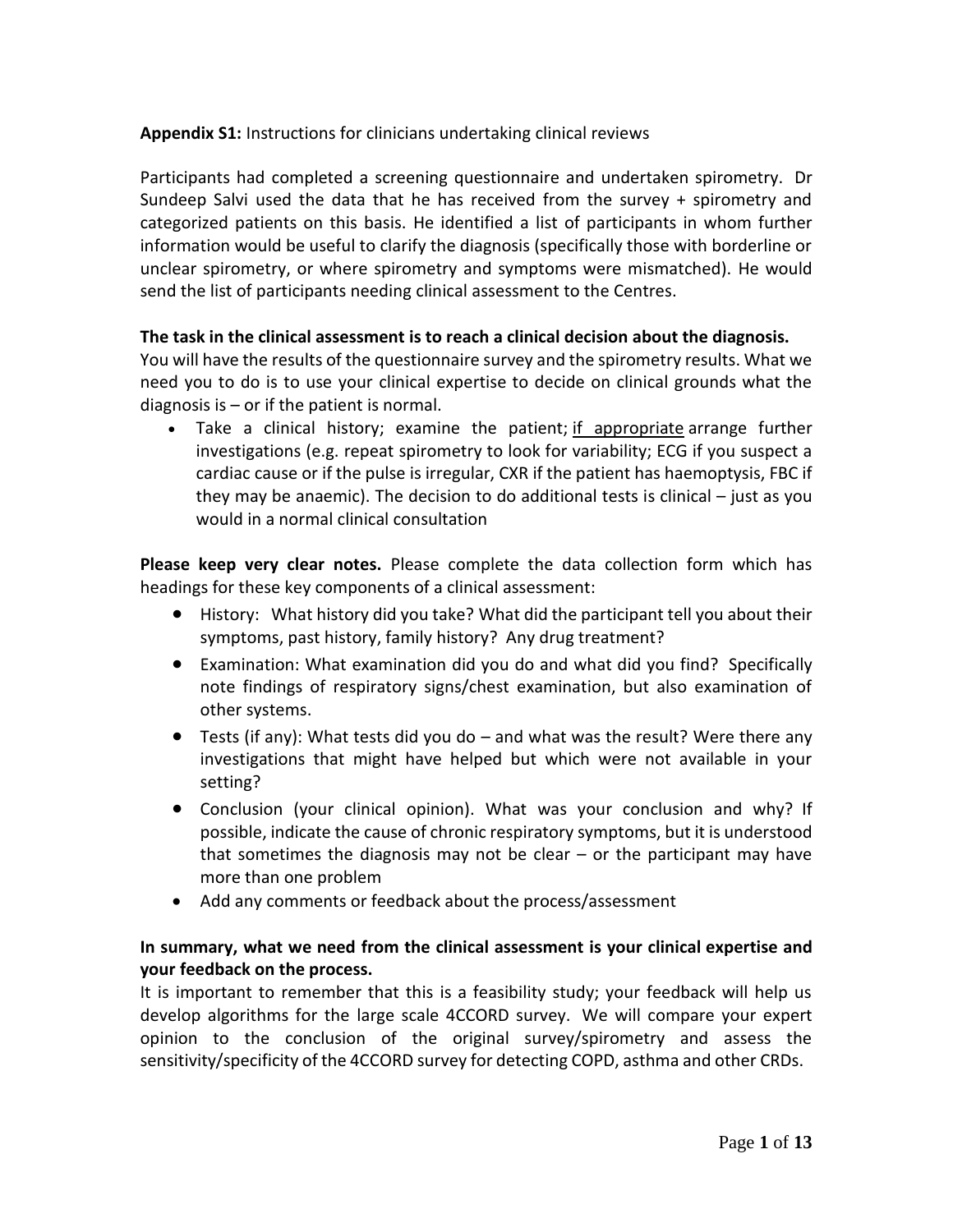**Appendix S1:** Instructions for clinicians undertaking clinical reviews

Participants had completed a screening questionnaire and undertaken spirometry. Dr Sundeep Salvi used the data that he has received from the survey + spirometry and categorized patients on this basis. He identified a list of participants in whom further information would be useful to clarify the diagnosis (specifically those with borderline or unclear spirometry, or where spirometry and symptoms were mismatched). He would send the list of participants needing clinical assessment to the Centres.

**The task in the clinical assessment is to reach a clinical decision about the diagnosis.**
You will have the results of the questionnaire survey and the spirometry results. What we need you to do is to use your clinical expertise to decide on clinical grounds what the diagnosis is – or if the patient is normal.

- Take a clinical history; examine the patient; <u>if appropriate</u> arrange further investigations (e.g. repeat spirometry to look for variability; ECG if you suspect a cardiac cause or if the pulse is irregular, CXR if the patient has haemoptysis, FBC if they may be anaemic). The decision to do additional tests is clinical – just as you would in a normal clinical consultation

**Please keep very clear notes.** Please complete the data collection form which has headings for these key components of a clinical assessment:

- History: What history did you take? What did the participant tell you about their symptoms, past history, family history? Any drug treatment?
- Examination: What examination did you do and what did you find? Specifically note findings of respiratory signs/chest examination, but also examination of other systems.
- Tests (if any): What tests did you do – and what was the result? Were there any investigations that might have helped but which were not available in your setting?
- Conclusion (your clinical opinion). What was your conclusion and why? If possible, indicate the cause of chronic respiratory symptoms, but it is understood that sometimes the diagnosis may not be clear – or the participant may have more than one problem
- Add any comments or feedback about the process/assessment

**In summary, what we need from the clinical assessment is your clinical expertise and your feedback on the process.**
It is important to remember that this is a feasibility study; your feedback will help us develop algorithms for the large scale 4CCORD survey. We will compare your expert opinion to the conclusion of the original survey/spirometry and assess the sensitivity/specificity of the 4CCORD survey for detecting COPD, asthma and other CRDs.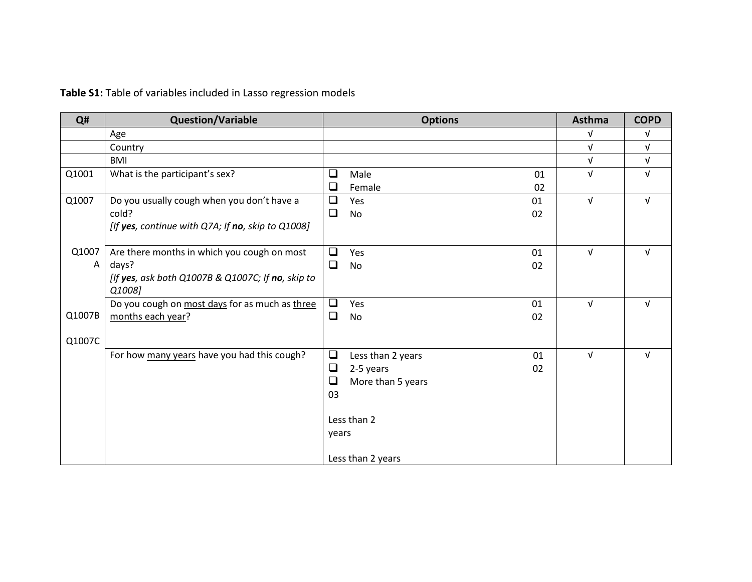**Table S1:** Table of variables included in Lasso regression models

| Q# | Question/Variable | Options | Asthma | COPD |
| --- | --- | --- | --- | --- |
| | Age | | √ | √ |
| | Country | | √ | √ |
| | BMI | | √ | √ |
| Q1001 | What is the participant's sex? | ❑ Male 01<br>❑ Female 02 | √ | √ |
| Q1007 | Do you usually cough when you don't have a cold?<br>*[If **yes**, continue with Q7A; If **no**, skip to Q1008]* | ❑ Yes 01<br>❑ No 02 | √ | √ |
| Q1007A | Are there months in which you cough on most days?<br>*[If **yes**, ask both Q1007B & Q1007C; If **no**, skip to Q1008]* | ❑ Yes 01<br>❑ No 02 | √ | √ |
| Q1007B | Do you cough on most days for as much as three months each year? | ❑ Yes 01<br>❑ No 02 | √ | √ |
| Q1007C | For how many years have you had this cough? | ❑ Less than 2 years 01<br>❑ 2-5 years 02<br>❑ More than 5 years<br>03<br><br>Less than 2<br>years<br><br>Less than 2 years | √ | √ |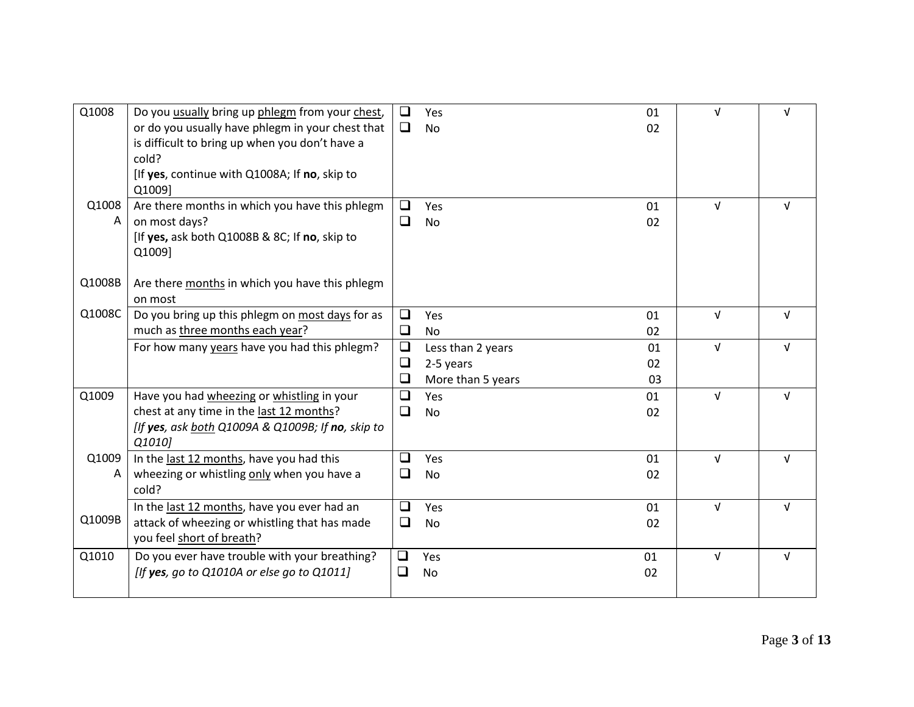| | | | | | |
|---|---|---|---|---|---|
| Q1008 | Do you <u>usually</u> bring up <u>phlegm</u> from your <u>chest</u>, or do you usually have phlegm in your chest that is difficult to bring up when you don't have a cold?<br>[If **yes**, continue with Q1008A; If **no**, skip to Q1009] | ❑ Yes<br>❑ No | 01<br>02 | √ | √ |
| Q1008A<br><br><br><br>Q1008B | Are there months in which you have this phlegm on most days?<br>[If **yes,** ask both Q1008B & 8C; If **no**, skip to Q1009]<br><br>Are there <u>months</u> in which you have this phlegm on most | ❑ Yes<br>❑ No | 01<br>02 | √ | √ |
| Q1008C | Do you bring up this phlegm on <u>most days</u> for as much as <u>three months each year</u>? | ❑ Yes<br>❑ No | 01<br>02 | √ | √ |
| | For how many <u>years</u> have you had this phlegm? | ❑ Less than 2 years<br>❑ 2-5 years<br>❑ More than 5 years | 01<br>02<br>03 | √ | √ |
| Q1009 | Have you had <u>wheezing</u> or <u>whistling</u> in your chest at any time in the <u>last 12 months</u>?<br>*[If **yes**, ask <u>both</u> Q1009A & Q1009B; If **no**, skip to Q1010]* | ❑ Yes<br>❑ No | 01<br>02 | √ | √ |
| Q1009A | In the <u>last 12 months</u>, have you had this wheezing or whistling <u>only</u> when you have a cold? | ❑ Yes<br>❑ No | 01<br>02 | √ | √ |
| Q1009B | In the <u>last 12 months</u>, have you ever had an attack of wheezing or whistling that has made you feel <u>short of breath</u>? | ❑ Yes<br>❑ No | 01<br>02 | √ | √ |
| Q1010 | Do you ever have trouble with your breathing?<br>*[If **yes**, go to Q1010A or else go to Q1011]* | ❑ Yes<br>❑ No | 01<br>02 | √ | √ |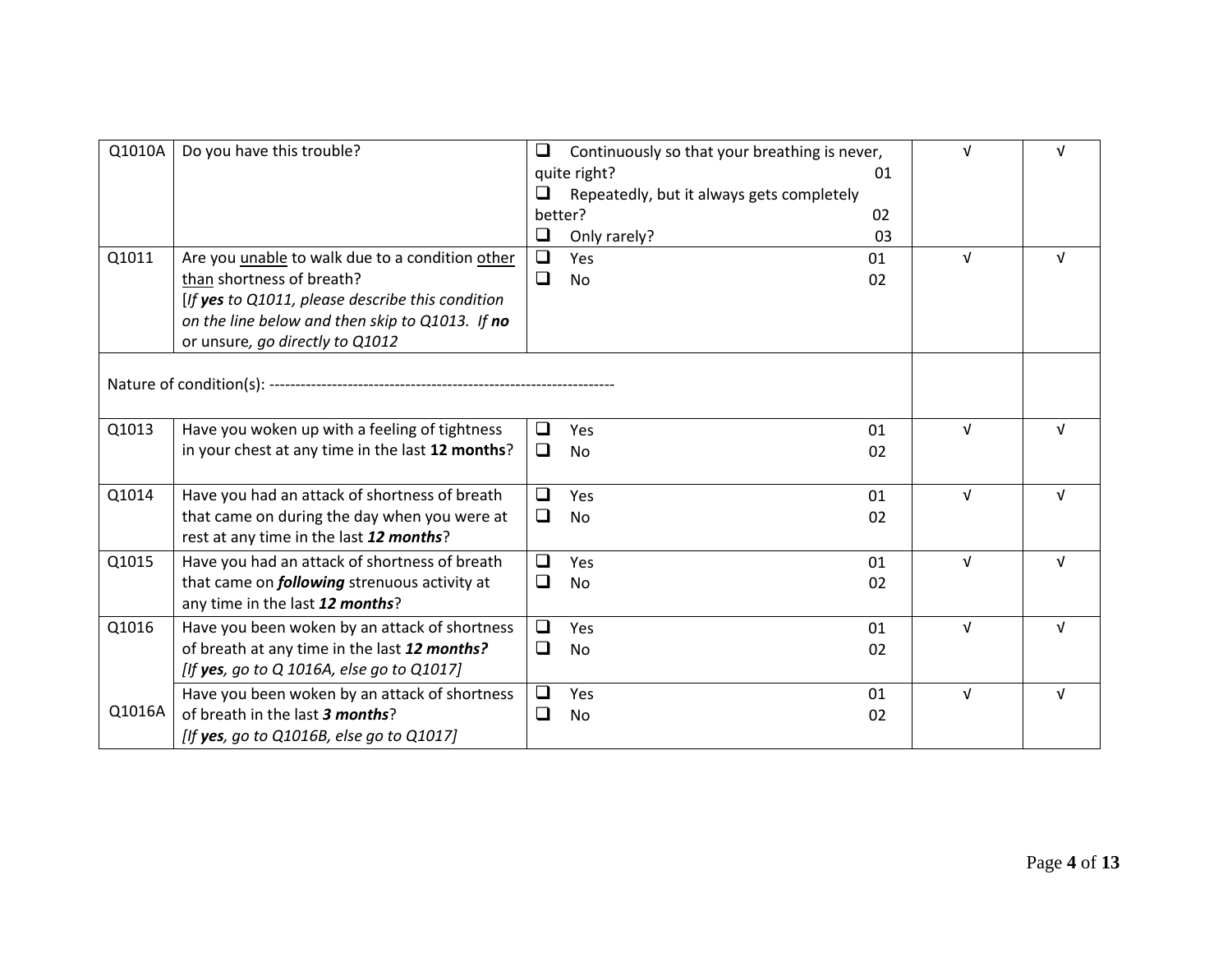| | | | | |
|---|---|---|---|---|
| Q1010A | Do you have this trouble? | ❑ Continuously so that your breathing is never, quite right? 01<br>❑ Repeatedly, but it always gets completely better? 02<br>❑ Only rarely? 03 | √ | √ |
| Q1011 | Are you <u>unable</u> to walk due to a condition <u>other than</u> shortness of breath?<br>[*If **yes** to Q1011, please describe this condition on the line below and then skip to Q1013. If **no*** or unsure, *go directly to Q1012* | ❑ Yes 01<br>❑ No 02 | √ | √ |
| Nature of condition(s): ----------------------------------------------------------------- | | | | |
| Q1013 | Have you woken up with a feeling of tightness in your chest at any time in the last **12 months**? | ❑ Yes 01<br>❑ No 02 | √ | √ |
| Q1014 | Have you had an attack of shortness of breath that came on during the day when you were at rest at any time in the last ***12 months***? | ❑ Yes 01<br>❑ No 02 | √ | √ |
| Q1015 | Have you had an attack of shortness of breath that came on ***following*** strenuous activity at any time in the last ***12 months***? | ❑ Yes 01<br>❑ No 02 | √ | √ |
| Q1016 | Have you been woken by an attack of shortness of breath at any time in the last ***12 months?***<br>*[If **yes**, go to Q 1016A, else go to Q1017]* | ❑ Yes 01<br>❑ No 02 | √ | √ |
| Q1016A | Have you been woken by an attack of shortness of breath in the last ***3 months***?<br>*[If **yes**, go to Q1016B, else go to Q1017]* | ❑ Yes 01<br>❑ No 02 | √ | √ |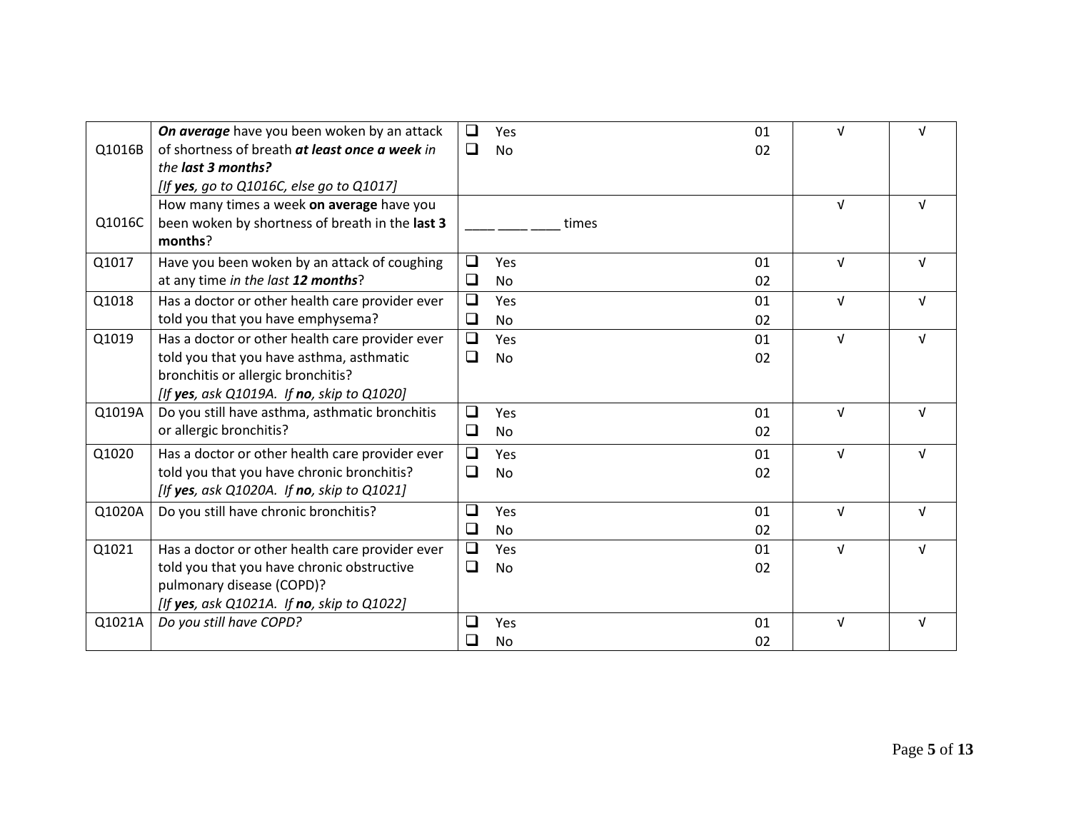| | | | | | |
|---|---|---|---|---|---|
| Q1016B | ***On average*** have you been woken by an attack of shortness of breath ***at least once a week*** *in the* ***last 3 months?***<br>*[If* ***yes****, go to Q1016C, else go to Q1017]* | ❑ Yes<br>❑ No | 01<br>02 | √ | √ |
| Q1016C | How many times a week **on average** have you been woken by shortness of breath in the **last 3 months**? | ____ ____ ____ times | | √ | √ |
| Q1017 | Have you been woken by an attack of coughing at any time *in the last **12 months***? | ❑ Yes<br>❑ No | 01<br>02 | √ | √ |
| Q1018 | Has a doctor or other health care provider ever told you that you have emphysema? | ❑ Yes<br>❑ No | 01<br>02 | √ | √ |
| Q1019 | Has a doctor or other health care provider ever told you that you have asthma, asthmatic bronchitis or allergic bronchitis?<br>*[If* ***yes****, ask Q1019A. If* ***no****, skip to Q1020]* | ❑ Yes<br>❑ No | 01<br>02 | √ | √ |
| Q1019A | Do you still have asthma, asthmatic bronchitis or allergic bronchitis? | ❑ Yes<br>❑ No | 01<br>02 | √ | √ |
| Q1020 | Has a doctor or other health care provider ever told you that you have chronic bronchitis?<br>*[If* ***yes****, ask Q1020A. If* ***no****, skip to Q1021]* | ❑ Yes<br>❑ No | 01<br>02 | √ | √ |
| Q1020A | Do you still have chronic bronchitis? | ❑ Yes<br>❑ No | 01<br>02 | √ | √ |
| Q1021 | Has a doctor or other health care provider ever told you that you have chronic obstructive pulmonary disease (COPD)?<br>*[If* ***yes****, ask Q1021A. If* ***no****, skip to Q1022]* | ❑ Yes<br>❑ No | 01<br>02 | √ | √ |
| Q1021A | *Do you still have COPD?* | ❑ Yes<br>❑ No | 01<br>02 | √ | √ |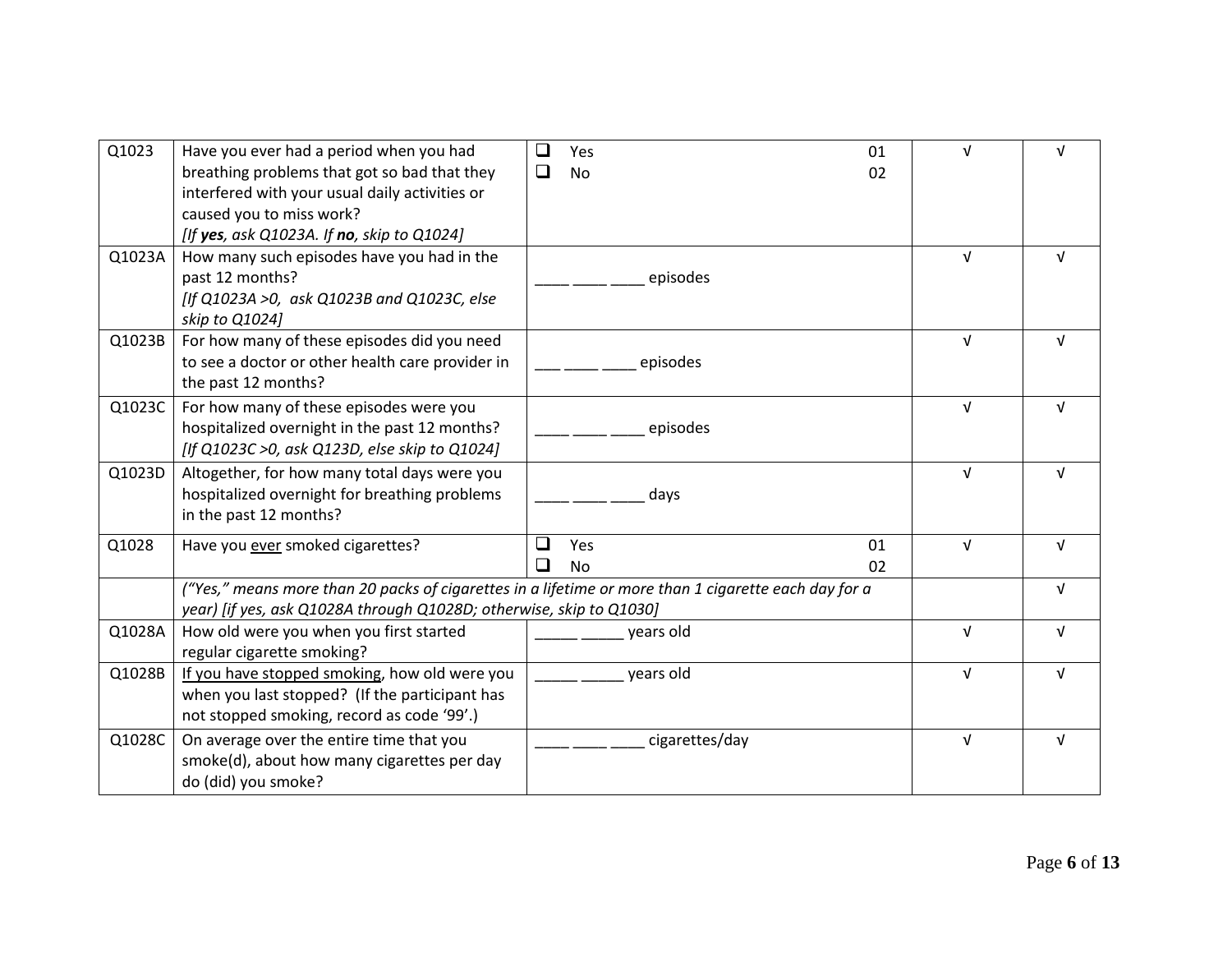| | | | | |
|---|---|---|---|---|
| Q1023 | Have you ever had a period when you had breathing problems that got so bad that they interfered with your usual daily activities or caused you to miss work?<br>*[If **yes**, ask Q1023A. If **no**, skip to Q1024]* | ❑ Yes 01<br>❑ No 02 | √ | √ |
| Q1023A | How many such episodes have you had in the past 12 months?<br>*[If Q1023A >0, ask Q1023B and Q1023C, else skip to Q1024]* | ____ ____ ____ episodes | √ | √ |
| Q1023B | For how many of these episodes did you need to see a doctor or other health care provider in the past 12 months? | ___ ____ ____ episodes | √ | √ |
| Q1023C | For how many of these episodes were you hospitalized overnight in the past 12 months?<br>*[If Q1023C >0, ask Q123D, else skip to Q1024]* | ____ ____ ____ episodes | √ | √ |
| Q1023D | Altogether, for how many total days were you hospitalized overnight for breathing problems in the past 12 months? | ____ ____ ____ days | √ | √ |
| Q1028 | Have you <u>ever</u> smoked cigarettes? | ❑ Yes 01<br>❑ No 02 | √ | √ |
| | *("Yes," means more than 20 packs of cigarettes in a lifetime or more than 1 cigarette each day for a year) [if yes, ask Q1028A through Q1028D; otherwise, skip to Q1030]* | | | √ |
| Q1028A | How old were you when you first started regular cigarette smoking? | _____ _____ years old | √ | √ |
| Q1028B | <u>If you have stopped smoking</u>, how old were you when you last stopped? (If the participant has not stopped smoking, record as code '99'.) | _____ _____ years old | √ | √ |
| Q1028C | On average over the entire time that you smoke(d), about how many cigarettes per day do (did) you smoke? | ____ ____ ____ cigarettes/day | √ | √ |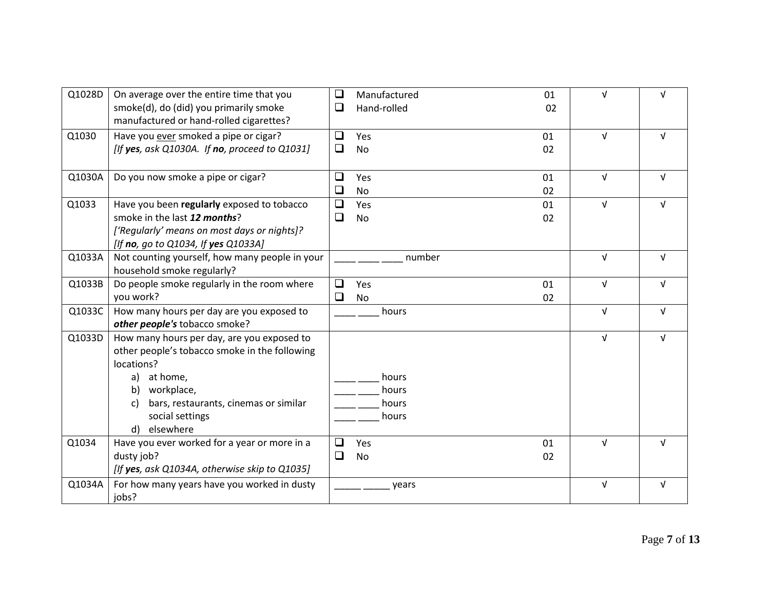| Q1028D | On average over the entire time that you smoke(d), do (did) you primarily smoke manufactured or hand-rolled cigarettes? | ❑ Manufactured 01<br>❑ Hand-rolled 02 | √ | √ |
|---|---|---|---|---|
| Q1030 | Have you <u>ever</u> smoked a pipe or cigar?<br>*[If **yes**, ask Q1030A. If **no**, proceed to Q1031]* | ❑ Yes 01<br>❑ No 02 | √ | √ |
| Q1030A | Do you now smoke a pipe or cigar? | ❑ Yes 01<br>❑ No 02 | √ | √ |
| Q1033 | Have you been **regularly** exposed to tobacco smoke in the last ***12 months***?<br>*['Regularly' means on most days or nights]?*<br>*[If **no**, go to Q1034, If **yes** Q1033A]* | ❑ Yes 01<br>❑ No 02 | √ | √ |
| Q1033A | Not counting yourself, how many people in your household smoke regularly? | ____ ____ ____ number | √ | √ |
| Q1033B | Do people smoke regularly in the room where you work? | ❑ Yes 01<br>❑ No 02 | √ | √ |
| Q1033C | How many hours per day are you exposed to ***other people's*** tobacco smoke? | ____ ____ hours | √ | √ |
| Q1033D | How many hours per day, are you exposed to other people's tobacco smoke in the following locations?<br>a) at home,<br>b) workplace,<br>c) bars, restaurants, cinemas or similar social settings<br>d) elsewhere | ____ ____ hours<br>____ ____ hours<br>____ ____ hours<br>____ ____ hours | √ | √ |
| Q1034 | Have you ever worked for a year or more in a dusty job?<br>*[If **yes**, ask Q1034A, otherwise skip to Q1035]* | ❑ Yes 01<br>❑ No 02 | √ | √ |
| Q1034A | For how many years have you worked in dusty jobs? | _____ _____ years | √ | √ |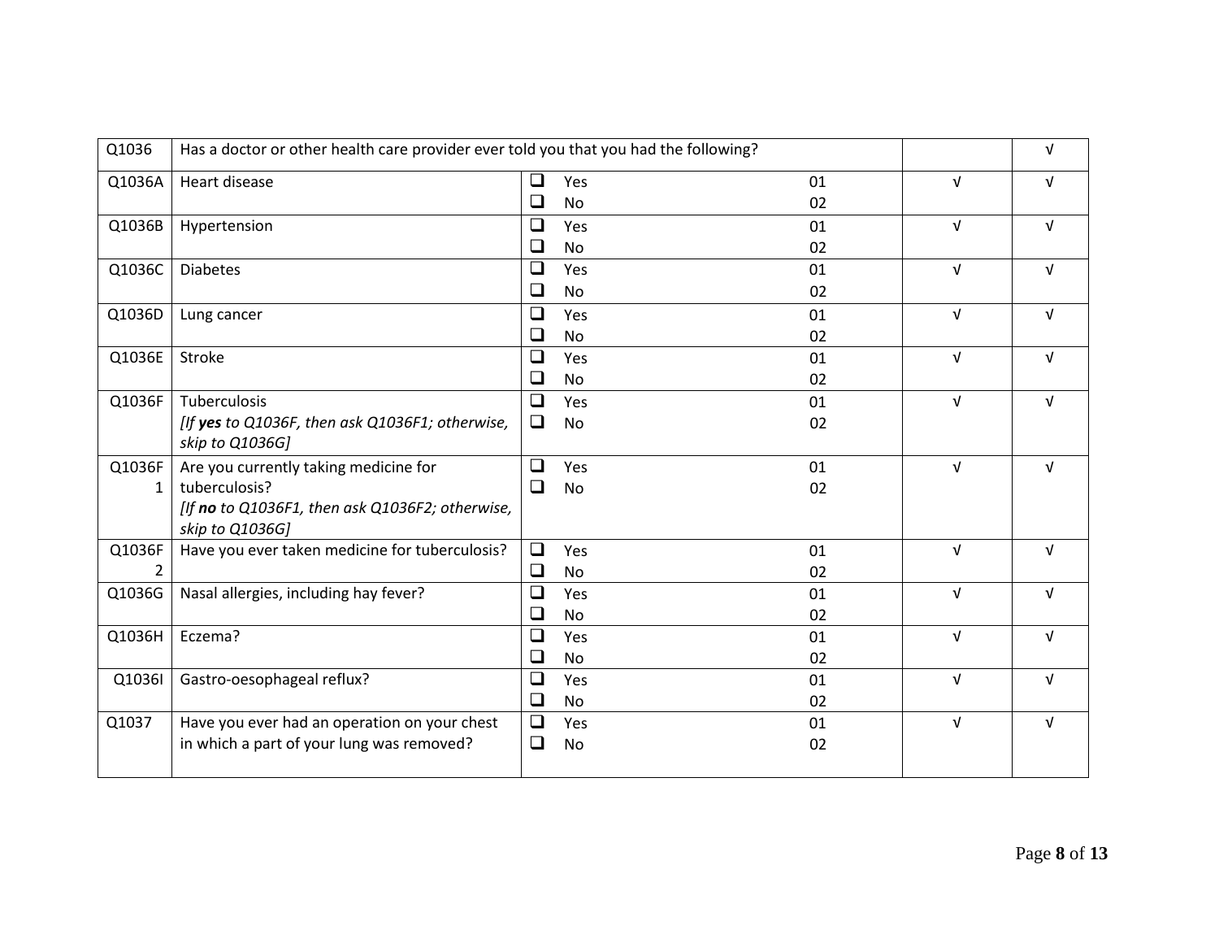| Q1036 | Has a doctor or other health care provider ever told you that you had the following? | | | | √ |
|---|---|---|---|---|---|
| Q1036A | Heart disease | ❑ Yes<br>❑ No | 01<br>02 | √ | √ |
| Q1036B | Hypertension | ❑ Yes<br>❑ No | 01<br>02 | √ | √ |
| Q1036C | Diabetes | ❑ Yes<br>❑ No | 01<br>02 | √ | √ |
| Q1036D | Lung cancer | ❑ Yes<br>❑ No | 01<br>02 | √ | √ |
| Q1036E | Stroke | ❑ Yes<br>❑ No | 01<br>02 | √ | √ |
| Q1036F | Tuberculosis<br>*[If **yes** to Q1036F, then ask Q1036F1; otherwise, skip to Q1036G]* | ❑ Yes<br>❑ No | 01<br>02 | √ | √ |
| Q1036F1 | Are you currently taking medicine for tuberculosis?<br>*[If **no** to Q1036F1, then ask Q1036F2; otherwise, skip to Q1036G]* | ❑ Yes<br>❑ No | 01<br>02 | √ | √ |
| Q1036F2 | Have you ever taken medicine for tuberculosis? | ❑ Yes<br>❑ No | 01<br>02 | √ | √ |
| Q1036G | Nasal allergies, including hay fever? | ❑ Yes<br>❑ No | 01<br>02 | √ | √ |
| Q1036H | Eczema? | ❑ Yes<br>❑ No | 01<br>02 | √ | √ |
| Q1036I | Gastro-oesophageal reflux? | ❑ Yes<br>❑ No | 01<br>02 | √ | √ |
| Q1037 | Have you ever had an operation on your chest in which a part of your lung was removed? | ❑ Yes<br>❑ No | 01<br>02 | √ | √ |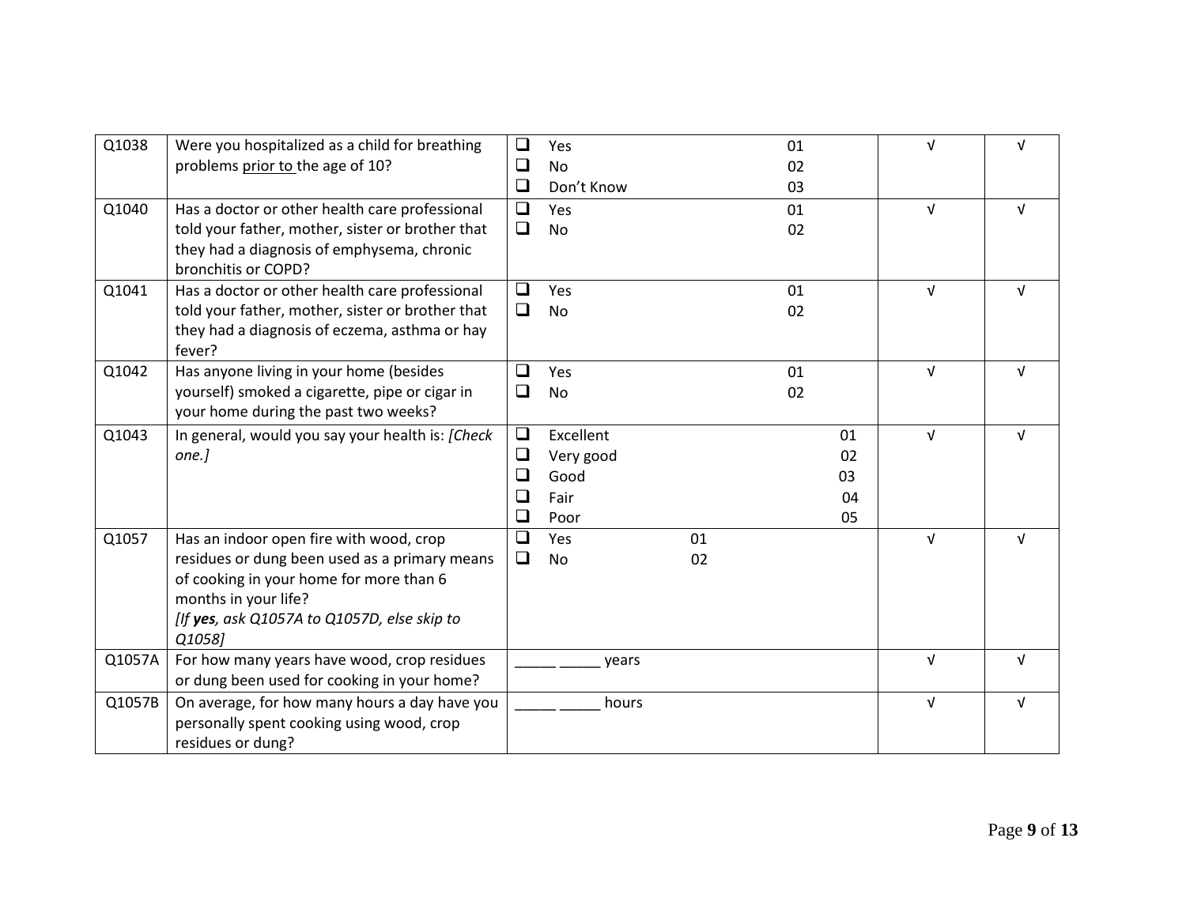| Q1038 | Were you hospitalized as a child for breathing problems prior to the age of 10? | ❑ Yes 01<br>❑ No 02<br>❑ Don't Know 03 | √ | √ |
|---|---|---|---|---|
| Q1040 | Has a doctor or other health care professional told your father, mother, sister or brother that they had a diagnosis of emphysema, chronic bronchitis or COPD? | ❑ Yes 01<br>❑ No 02 | √ | √ |
| Q1041 | Has a doctor or other health care professional told your father, mother, sister or brother that they had a diagnosis of eczema, asthma or hay fever? | ❑ Yes 01<br>❑ No 02 | √ | √ |
| Q1042 | Has anyone living in your home (besides yourself) smoked a cigarette, pipe or cigar in your home during the past two weeks? | ❑ Yes 01<br>❑ No 02 | √ | √ |
| Q1043 | In general, would you say your health is: *[Check one.]* | ❑ Excellent 01<br>❑ Very good 02<br>❑ Good 03<br>❑ Fair 04<br>❑ Poor 05 | √ | √ |
| Q1057 | Has an indoor open fire with wood, crop residues or dung been used as a primary means of cooking in your home for more than 6 months in your life?<br>*[If **yes**, ask Q1057A to Q1057D, else skip to Q1058]* | ❑ Yes 01<br>❑ No 02 | √ | √ |
| Q1057A | For how many years have wood, crop residues or dung been used for cooking in your home? | _____ _____ years | √ | √ |
| Q1057B | On average, for how many hours a day have you personally spent cooking using wood, crop residues or dung? | _____ _____ hours | √ | √ |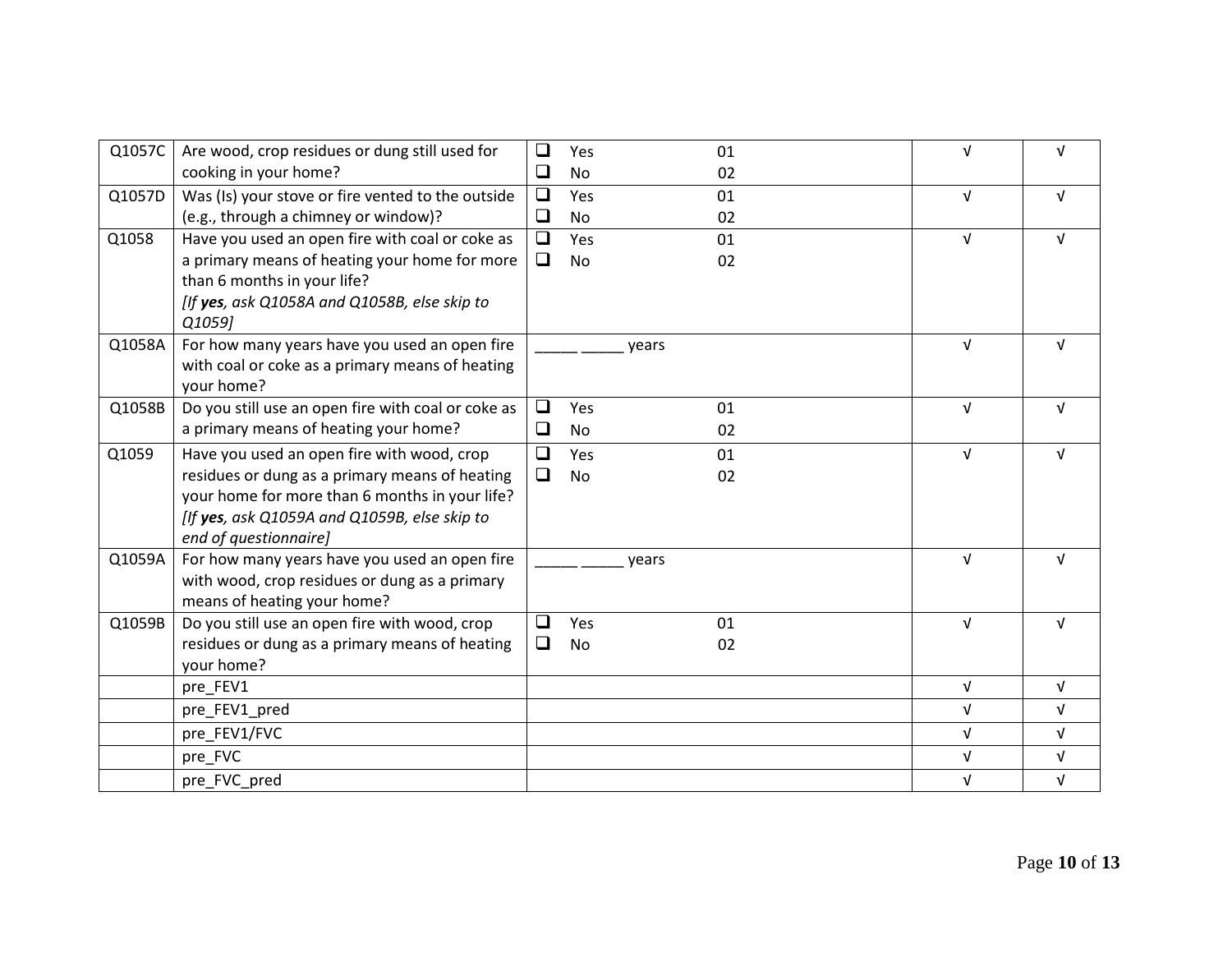| | | | | |
|---|---|---|---|---|
| Q1057C | Are wood, crop residues or dung still used for cooking in your home? | ❑ Yes 01<br>❑ No 02 | √ | √ |
| Q1057D | Was (Is) your stove or fire vented to the outside (e.g., through a chimney or window)? | ❑ Yes 01<br>❑ No 02 | √ | √ |
| Q1058 | Have you used an open fire with coal or coke as a primary means of heating your home for more than 6 months in your life?<br>*[If **yes**, ask Q1058A and Q1058B, else skip to Q1059]* | ❑ Yes 01<br>❑ No 02 | √ | √ |
| Q1058A | For how many years have you used an open fire with coal or coke as a primary means of heating your home? | _____ _____ years | √ | √ |
| Q1058B | Do you still use an open fire with coal or coke as a primary means of heating your home? | ❑ Yes 01<br>❑ No 02 | √ | √ |
| Q1059 | Have you used an open fire with wood, crop residues or dung as a primary means of heating your home for more than 6 months in your life?<br>*[If **yes**, ask Q1059A and Q1059B, else skip to end of questionnaire]* | ❑ Yes 01<br>❑ No 02 | √ | √ |
| Q1059A | For how many years have you used an open fire with wood, crop residues or dung as a primary means of heating your home? | _____ _____ years | √ | √ |
| Q1059B | Do you still use an open fire with wood, crop residues or dung as a primary means of heating your home? | ❑ Yes 01<br>❑ No 02 | √ | √ |
| | pre_FEV1 | | √ | √ |
| | pre_FEV1_pred | | √ | √ |
| | pre_FEV1/FVC | | √ | √ |
| | pre_FVC | | √ | √ |
| | pre_FVC_pred | | √ | √ |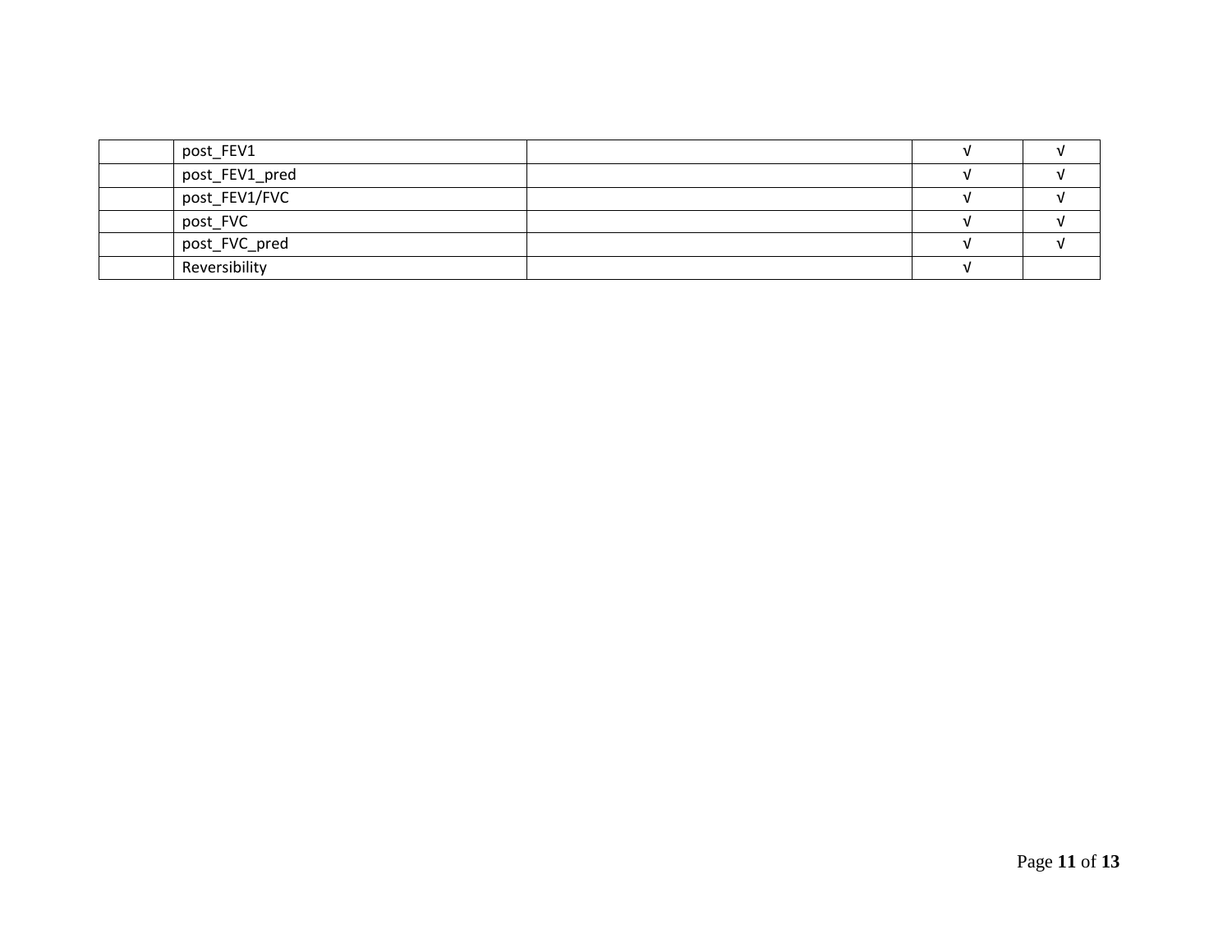| | | | | |
|---|---|---|---|---|
| | post_FEV1 | | √ | √ |
| | post_FEV1_pred | | √ | √ |
| | post_FEV1/FVC | | √ | √ |
| | post_FVC | | √ | √ |
| | post_FVC_pred | | √ | √ |
| | Reversibility | | √ | |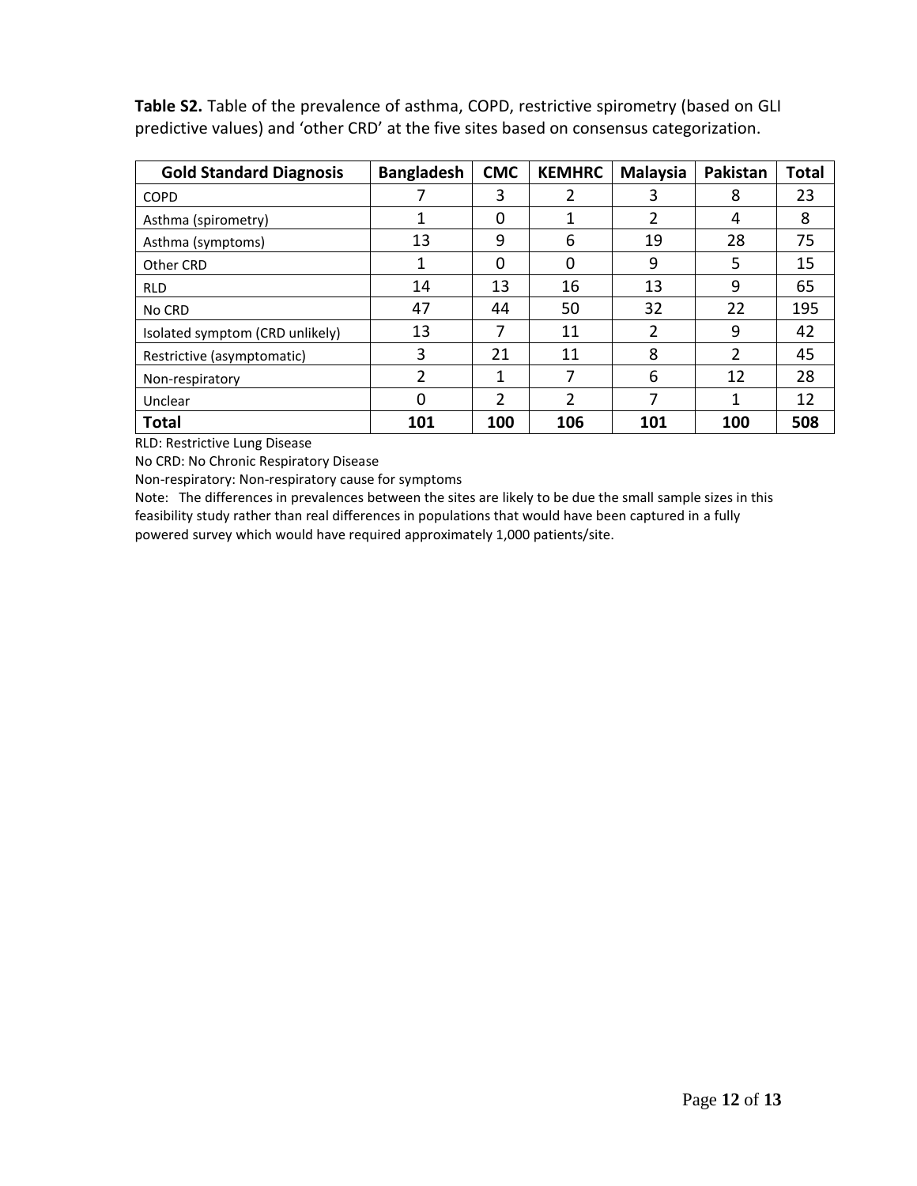**Table S2.** Table of the prevalence of asthma, COPD, restrictive spirometry (based on GLI predictive values) and 'other CRD' at the five sites based on consensus categorization.

| Gold Standard Diagnosis | Bangladesh | CMC | KEMHRC | Malaysia | Pakistan | Total |
|---|---|---|---|---|---|---|
| COPD | 7 | 3 | 2 | 3 | 8 | 23 |
| Asthma (spirometry) | 1 | 0 | 1 | 2 | 4 | 8 |
| Asthma (symptoms) | 13 | 9 | 6 | 19 | 28 | 75 |
| Other CRD | 1 | 0 | 0 | 9 | 5 | 15 |
| RLD | 14 | 13 | 16 | 13 | 9 | 65 |
| No CRD | 47 | 44 | 50 | 32 | 22 | 195 |
| Isolated symptom (CRD unlikely) | 13 | 7 | 11 | 2 | 9 | 42 |
| Restrictive (asymptomatic) | 3 | 21 | 11 | 8 | 2 | 45 |
| Non-respiratory | 2 | 1 | 7 | 6 | 12 | 28 |
| Unclear | 0 | 2 | 2 | 7 | 1 | 12 |
| **Total** | **101** | **100** | **106** | **101** | **100** | **508** |

RLD: Restrictive Lung Disease

No CRD: No Chronic Respiratory Disease

Non-respiratory: Non-respiratory cause for symptoms

Note: The differences in prevalences between the sites are likely to be due the small sample sizes in this feasibility study rather than real differences in populations that would have been captured in a fully powered survey which would have required approximately 1,000 patients/site.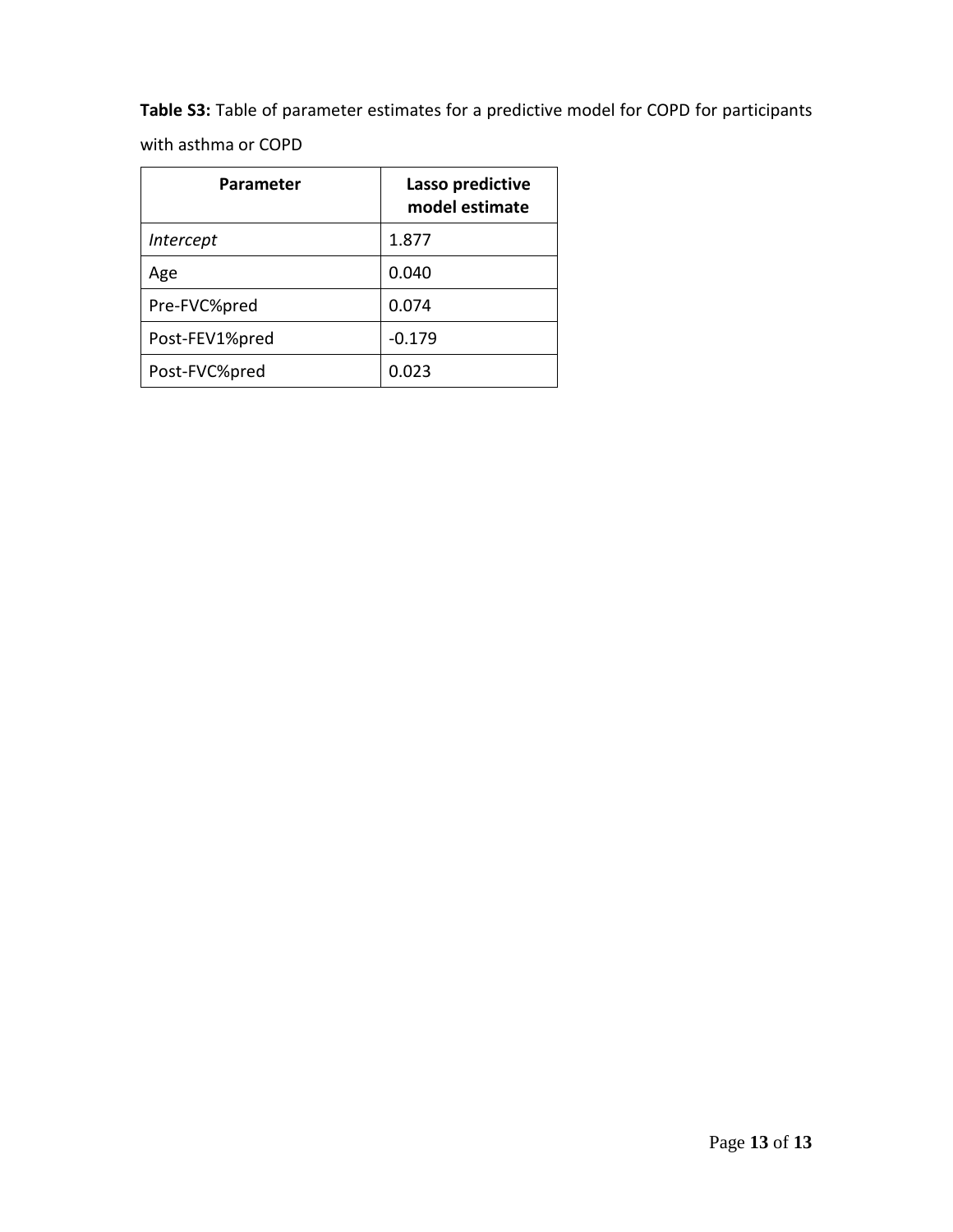**Table S3:** Table of parameter estimates for a predictive model for COPD for participants with asthma or COPD

| Parameter | Lasso predictive model estimate |
| --- | --- |
| *Intercept* | 1.877 |
| Age | 0.040 |
| Pre-FVC%pred | 0.074 |
| Post-FEV1%pred | -0.179 |
| Post-FVC%pred | 0.023 |